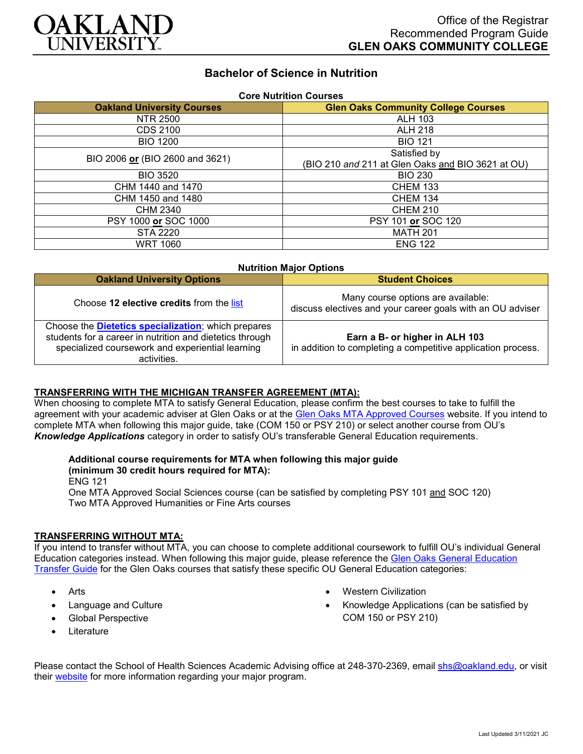Office of the Registrar
Recommended Program Guide
**GLEN OAKS COMMUNITY COLLEGE**

# Bachelor of Science in Nutrition

**Core Nutrition Courses**

| Oakland University Courses | Glen Oaks Community College Courses |
|---|---|
| NTR 2500 | ALH 103 |
| CDS 2100 | ALH 218 |
| BIO 1200 | BIO 121 |
| BIO 2006 **or** (BIO 2600 and 3621) | Satisfied by (BIO 210 *and* 211 at Glen Oaks and BIO 3621 at OU) |
| BIO 3520 | BIO 230 |
| CHM 1440 and 1470 | CHEM 133 |
| CHM 1450 and 1480 | CHEM 134 |
| CHM 2340 | CHEM 210 |
| PSY 1000 **or** SOC 1000 | PSY 101 **or** SOC 120 |
| STA 2220 | MATH 201 |
| WRT 1060 | ENG 122 |

**Nutrition Major Options**

| Oakland University Options | Student Choices |
|---|---|
| Choose **12 elective credits** from the list | Many course options are available: discuss electives and your career goals with an OU adviser |
| Choose the **Dietetics specialization**; which prepares students for a career in nutrition and dietetics through specialized coursework and experiential learning activities. | **Earn a B- or higher in ALH 103** in addition to completing a competitive application process. |

## TRANSFERRING WITH THE MICHIGAN TRANSFER AGREEMENT (MTA):

When choosing to complete MTA to satisfy General Education, please confirm the best courses to take to fulfill the agreement with your academic adviser at Glen Oaks or at the Glen Oaks MTA Approved Courses website. If you intend to complete MTA when following this major guide, take (COM 150 or PSY 210) or select another course from OU's ***Knowledge Applications*** category in order to satisfy OU's transferable General Education requirements.

**Additional course requirements for MTA when following this major guide (minimum 30 credit hours required for MTA):**
ENG 121
One MTA Approved Social Sciences course (can be satisfied by completing PSY 101 and SOC 120)
Two MTA Approved Humanities or Fine Arts courses

## TRANSFERRING WITHOUT MTA:

If you intend to transfer without MTA, you can choose to complete additional coursework to fulfill OU's individual General Education categories instead. When following this major guide, please reference the Glen Oaks General Education Transfer Guide for the Glen Oaks courses that satisfy these specific OU General Education categories:

- Arts
- Language and Culture
- Global Perspective
- Literature
- Western Civilization
- Knowledge Applications (can be satisfied by COM 150 or PSY 210)

Please contact the School of Health Sciences Academic Advising office at 248-370-2369, email shs@oakland.edu, or visit their website for more information regarding your major program.

Last Updated 3/11/2021 JC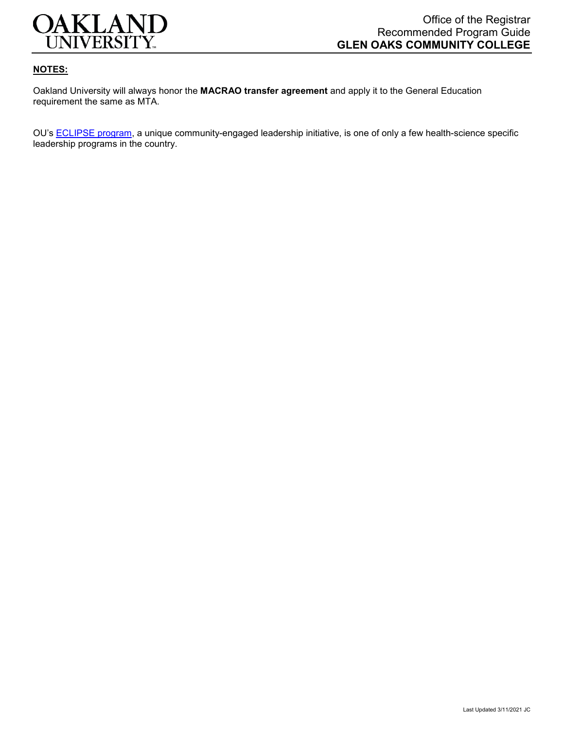**NOTES:**

Oakland University will always honor the **MACRAO transfer agreement** and apply it to the General Education requirement the same as MTA.

OU's ECLIPSE program, a unique community-engaged leadership initiative, is one of only a few health-science specific leadership programs in the country.

Last Updated 3/11/2021 JC